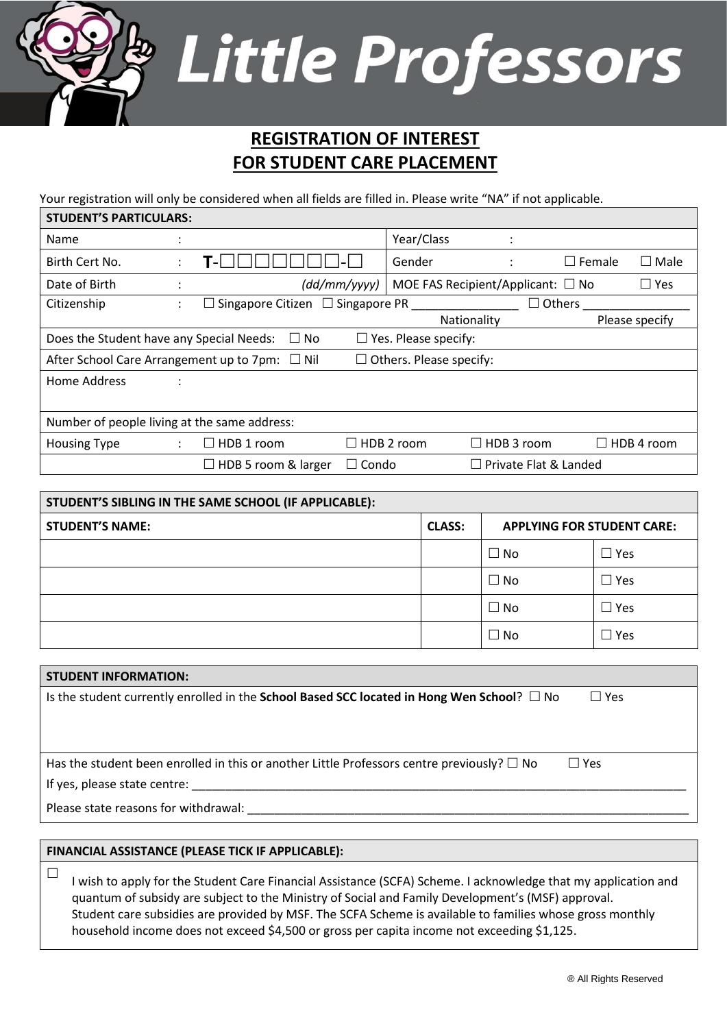# Little Professors

## REGISTRATION OF INTEREST
## FOR STUDENT CARE PLACEMENT

Your registration will only be considered when all fields are filled in. Please write "NA" if not applicable.

| STUDENT'S PARTICULARS: | | | | |
|---|---|---|---|---|
| Name | : | | Year/Class | : |
| Birth Cert No. | : | T-☐☐☐☐☐☐☐☐-☐ | Gender | : ☐ Female ☐ Male |
| Date of Birth | : | (dd/mm/yyyy) | MOE FAS Recipient/Applicant: ☐ No ☐ Yes | |
| Citizenship | : | ☐ Singapore Citizen ☐ Singapore PR ________ Nationality | ☐ Others ________ Please specify | |
| Does the Student have any Special Needs: ☐ No ☐ Yes. Please specify: | | | | |
| After School Care Arrangement up to 7pm: ☐ Nil ☐ Others. Please specify: | | | | |
| Home Address | : | | | |
| Number of people living at the same address: | | | | |
| Housing Type | : | ☐ HDB 1 room ☐ HDB 2 room | ☐ HDB 3 room | ☐ HDB 4 room |
| | | ☐ HDB 5 room & larger ☐ Condo | ☐ Private Flat & Landed | |

| STUDENT'S SIBLING IN THE SAME SCHOOL (IF APPLICABLE): | | | |
|---|---|---|---|
| **STUDENT'S NAME:** | **CLASS:** | **APPLYING FOR STUDENT CARE:** | |
| | | ☐ No | ☐ Yes |
| | | ☐ No | ☐ Yes |
| | | ☐ No | ☐ Yes |
| | | ☐ No | ☐ Yes |

**STUDENT INFORMATION:**

Is the student currently enrolled in the **School Based SCC located in Hong Wen School**? ☐ No ☐ Yes

Has the student been enrolled in this or another Little Professors centre previously? ☐ No ☐ Yes

If yes, please state centre: ______________________________

Please state reasons for withdrawal: ______________________________

**FINANCIAL ASSISTANCE (PLEASE TICK IF APPLICABLE):**

☐ I wish to apply for the Student Care Financial Assistance (SCFA) Scheme. I acknowledge that my application and quantum of subsidy are subject to the Ministry of Social and Family Development's (MSF) approval. Student care subsidies are provided by MSF. The SCFA Scheme is available to families whose gross monthly household income does not exceed $4,500 or gross per capita income not exceeding $1,125.

® All Rights Reserved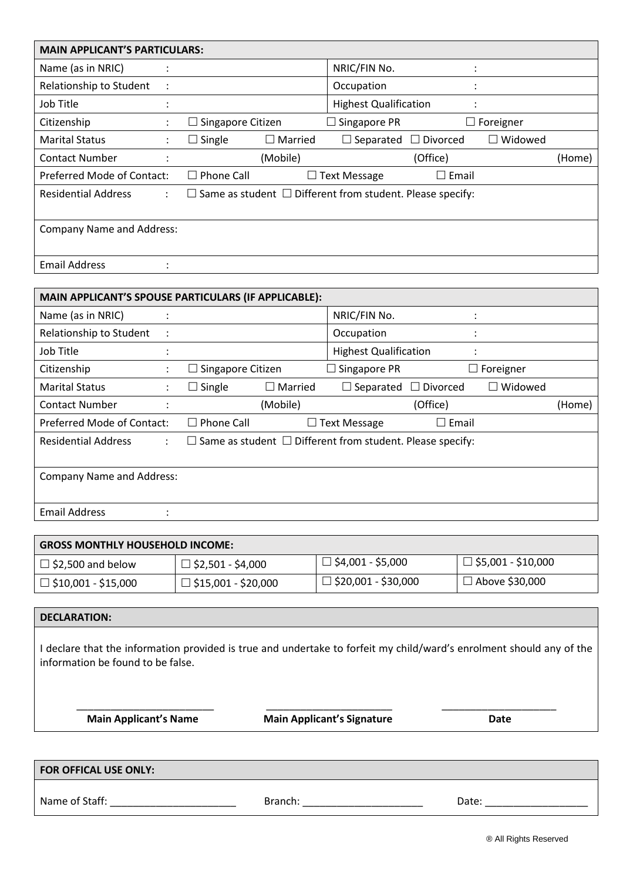| MAIN APPLICANT'S PARTICULARS: | | | |
|---|---|---|---|
| Name (as in NRIC) : | | NRIC/FIN No. : | |
| Relationship to Student : | | Occupation : | |
| Job Title : | | Highest Qualification : | |
| Citizenship : | ☐ Singapore Citizen | ☐ Singapore PR | ☐ Foreigner |
| Marital Status : | ☐ Single ☐ Married | ☐ Separated ☐ Divorced | ☐ Widowed |
| Contact Number : | (Mobile) | (Office) | (Home) |
| Preferred Mode of Contact: | ☐ Phone Call | ☐ Text Message | ☐ Email |
| Residential Address : | ☐ Same as student ☐ Different from student. Please specify: | | |
| Company Name and Address: | | | |
| Email Address : | | | |

| MAIN APPLICANT'S SPOUSE PARTICULARS (IF APPLICABLE): | | | |
|---|---|---|---|
| Name (as in NRIC) : | | NRIC/FIN No. : | |
| Relationship to Student : | | Occupation : | |
| Job Title : | | Highest Qualification : | |
| Citizenship : | ☐ Singapore Citizen | ☐ Singapore PR | ☐ Foreigner |
| Marital Status : | ☐ Single ☐ Married | ☐ Separated ☐ Divorced | ☐ Widowed |
| Contact Number : | (Mobile) | (Office) | (Home) |
| Preferred Mode of Contact: | ☐ Phone Call | ☐ Text Message | ☐ Email |
| Residential Address : | ☐ Same as student ☐ Different from student. Please specify: | | |
| Company Name and Address: | | | |
| Email Address : | | | |

| GROSS MONTHLY HOUSEHOLD INCOME: | | | |
|---|---|---|---|
| ☐ $2,500 and below | ☐ $2,501 - $4,000 | ☐ $4,001 - $5,000 | ☐ $5,001 - $10,000 |
| ☐ $10,001 - $15,000 | ☐ $15,001 - $20,000 | ☐ $20,001 - $30,000 | ☐ Above $30,000 |

**DECLARATION:**

I declare that the information provided is true and undertake to forfeit my child/ward's enrolment should any of the information be found to be false.

________________________ **Main Applicant's Name**

________________________ **Main Applicant's Signature**

____________________ **Date**

**FOR OFFICAL USE ONLY:**

Name of Staff: ______________________ Branch: ______________________ Date: ___________________

® All Rights Reserved